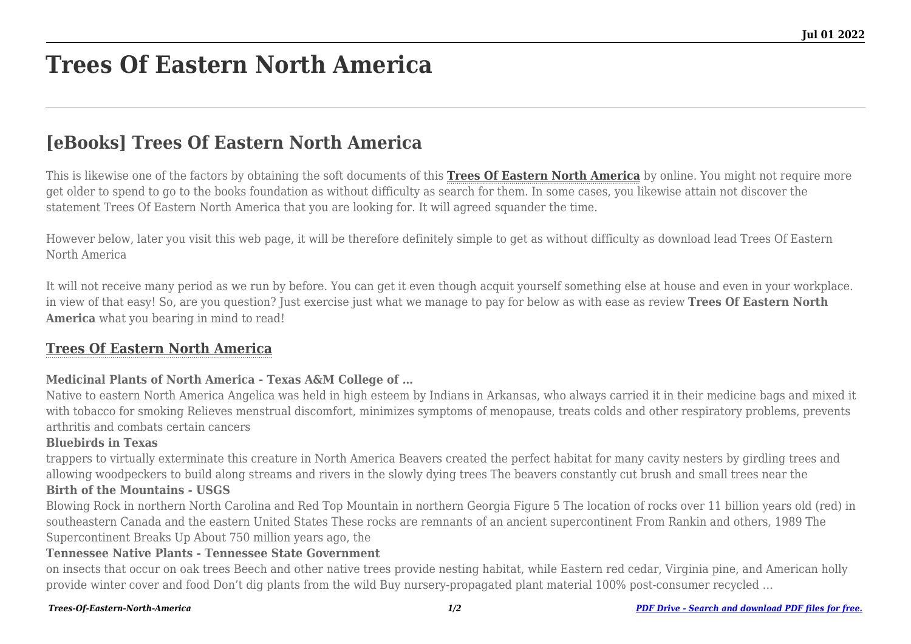# Trees Of Eastern North America

## [eBooks] Trees Of Eastern North America

This is likewise one of the factors by obtaining the soft documents of this **Trees Of Eastern North America** by online. You might not require more get older to spend to go to the books foundation as without difficulty as search for them. In some cases, you likewise attain not discover the statement Trees Of Eastern North America that you are looking for. It will agreed squander the time.

However below, later you visit this web page, it will be therefore definitely simple to get as without difficulty as download lead Trees Of Eastern North America

It will not receive many period as we run by before. You can get it even though acquit yourself something else at house and even in your workplace. in view of that easy! So, are you question? Just exercise just what we manage to pay for below as with ease as review **Trees Of Eastern North America** what you bearing in mind to read!

### Trees Of Eastern North America

**Medicinal Plants of North America - Texas A&M College of …**

Native to eastern North America Angelica was held in high esteem by Indians in Arkansas, who always carried it in their medicine bags and mixed it with tobacco for smoking Relieves menstrual discomfort, minimizes symptoms of menopause, treats colds and other respiratory problems, prevents arthritis and combats certain cancers

**Bluebirds in Texas**

trappers to virtually exterminate this creature in North America Beavers created the perfect habitat for many cavity nesters by girdling trees and allowing woodpeckers to build along streams and rivers in the slowly dying trees The beavers constantly cut brush and small trees near the

**Birth of the Mountains - USGS**

Blowing Rock in northern North Carolina and Red Top Mountain in northern Georgia Figure 5 The location of rocks over 11 billion years old (red) in southeastern Canada and the eastern United States These rocks are remnants of an ancient supercontinent From Rankin and others, 1989 The Supercontinent Breaks Up About 750 million years ago, the

**Tennessee Native Plants - Tennessee State Government**

on insects that occur on oak trees Beech and other native trees provide nesting habitat, while Eastern red cedar, Virginia pine, and American holly provide winter cover and food Don't dig plants from the wild Buy nursery-propagated plant material 100% post-consumer recycled …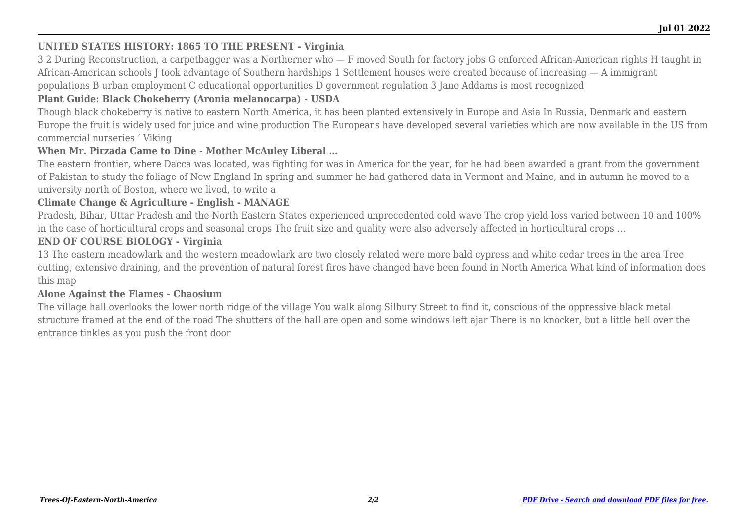**UNITED STATES HISTORY: 1865 TO THE PRESENT - Virginia**

3 2 During Reconstruction, a carpetbagger was a Northerner who — F moved South for factory jobs G enforced African-American rights H taught in African-American schools J took advantage of Southern hardships 1 Settlement houses were created because of increasing — A immigrant populations B urban employment C educational opportunities D government regulation 3 Jane Addams is most recognized

**Plant Guide: Black Chokeberry (Aronia melanocarpa) - USDA**

Though black chokeberry is native to eastern North America, it has been planted extensively in Europe and Asia In Russia, Denmark and eastern Europe the fruit is widely used for juice and wine production The Europeans have developed several varieties which are now available in the US from commercial nurseries ' Viking

**When Mr. Pirzada Came to Dine - Mother McAuley Liberal …**

The eastern frontier, where Dacca was located, was fighting for was in America for the year, for he had been awarded a grant from the government of Pakistan to study the foliage of New England In spring and summer he had gathered data in Vermont and Maine, and in autumn he moved to a university north of Boston, where we lived, to write a

**Climate Change & Agriculture - English - MANAGE**

Pradesh, Bihar, Uttar Pradesh and the North Eastern States experienced unprecedented cold wave The crop yield loss varied between 10 and 100% in the case of horticultural crops and seasonal crops The fruit size and quality were also adversely affected in horticultural crops …

**END OF COURSE BIOLOGY - Virginia**

13 The eastern meadowlark and the western meadowlark are two closely related were more bald cypress and white cedar trees in the area Tree cutting, extensive draining, and the prevention of natural forest fires have changed have been found in North America What kind of information does this map

**Alone Against the Flames - Chaosium**

The village hall overlooks the lower north ridge of the village You walk along Silbury Street to find it, conscious of the oppressive black metal structure framed at the end of the road The shutters of the hall are open and some windows left ajar There is no knocker, but a little bell over the entrance tinkles as you push the front door